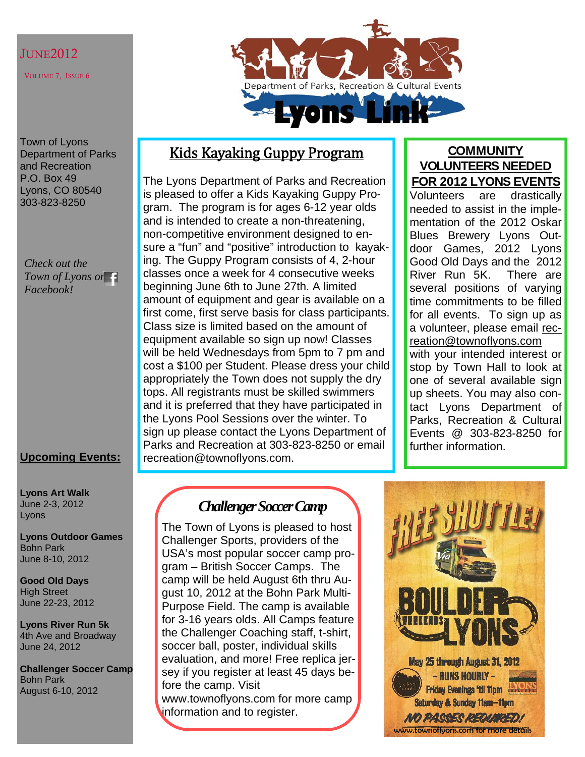# Lyons Link

Department of Parks, Recreation & Cultural Events

JUNE 2012

VOLUME 7, ISSUE 6

Town of Lyons
Department of Parks and Recreation
P.O. Box 49
Lyons, CO 80540
303-823-8250

*Check out the Town of Lyons on Facebook!*

## Upcoming Events:

**Lyons Art Walk**
June 2-3, 2012
Lyons

**Lyons Outdoor Games**
Bohn Park
June 8-10, 2012

**Good Old Days**
High Street
June 22-23, 2012

**Lyons River Run 5k**
4th Ave and Broadway
June 24, 2012

**Challenger Soccer Camp**
Bohn Park
August 6-10, 2012

## Kids Kayaking Guppy Program

The Lyons Department of Parks and Recreation is pleased to offer a Kids Kayaking Guppy Program. The program is for ages 6-12 year olds and is intended to create a non-threatening, non-competitive environment designed to ensure a "fun" and "positive" introduction to kayaking. The Guppy Program consists of 4, 2-hour classes once a week for 4 consecutive weeks beginning June 6th to June 27th. A limited amount of equipment and gear is available on a first come, first serve basis for class participants. Class size is limited based on the amount of equipment available so sign up now! Classes will be held Wednesdays from 5pm to 7 pm and cost a $100 per Student. Please dress your child appropriately the Town does not supply the dry tops. All registrants must be skilled swimmers and it is preferred that they have participated in the Lyons Pool Sessions over the winter. To sign up please contact the Lyons Department of Parks and Recreation at 303-823-8250 or email recreation@townoflyons.com.

## COMMUNITY VOLUNTEERS NEEDED FOR 2012 LYONS EVENTS

Volunteers are drastically needed to assist in the implementation of the 2012 Oskar Blues Brewery Lyons Outdoor Games, 2012 Lyons Good Old Days and the 2012 River Run 5K. There are several positions of varying time commitments to be filled for all events. To sign up as a volunteer, please email recreation@townoflyons.com with your intended interest or stop by Town Hall to look at one of several available sign up sheets. You may also contact Lyons Department of Parks, Recreation & Cultural Events @ 303-823-8250 for further information.

## Challenger Soccer Camp

The Town of Lyons is pleased to host Challenger Sports, providers of the USA's most popular soccer camp program – British Soccer Camps. The camp will be held August 6th thru August 10, 2012 at the Bohn Park Multi-Purpose Field. The camp is available for 3-16 years olds. All Camps feature the Challenger Coaching staff, t-shirt, soccer ball, poster, individual skills evaluation, and more! Free replica jersey if you register at least 45 days before the camp. Visit www.townoflyons.com for more camp information and to register.

## FREE SHUTTLE!

BOULDER – LYONS WEEKENDS

May 25 through August 31, 2012

– RUNS HOURLY –

Friday Evenings 'til 11pm

Saturday & Sunday 11am–11pm

*NO PASSES REQUIRED!*

www.townoflyons.com for more details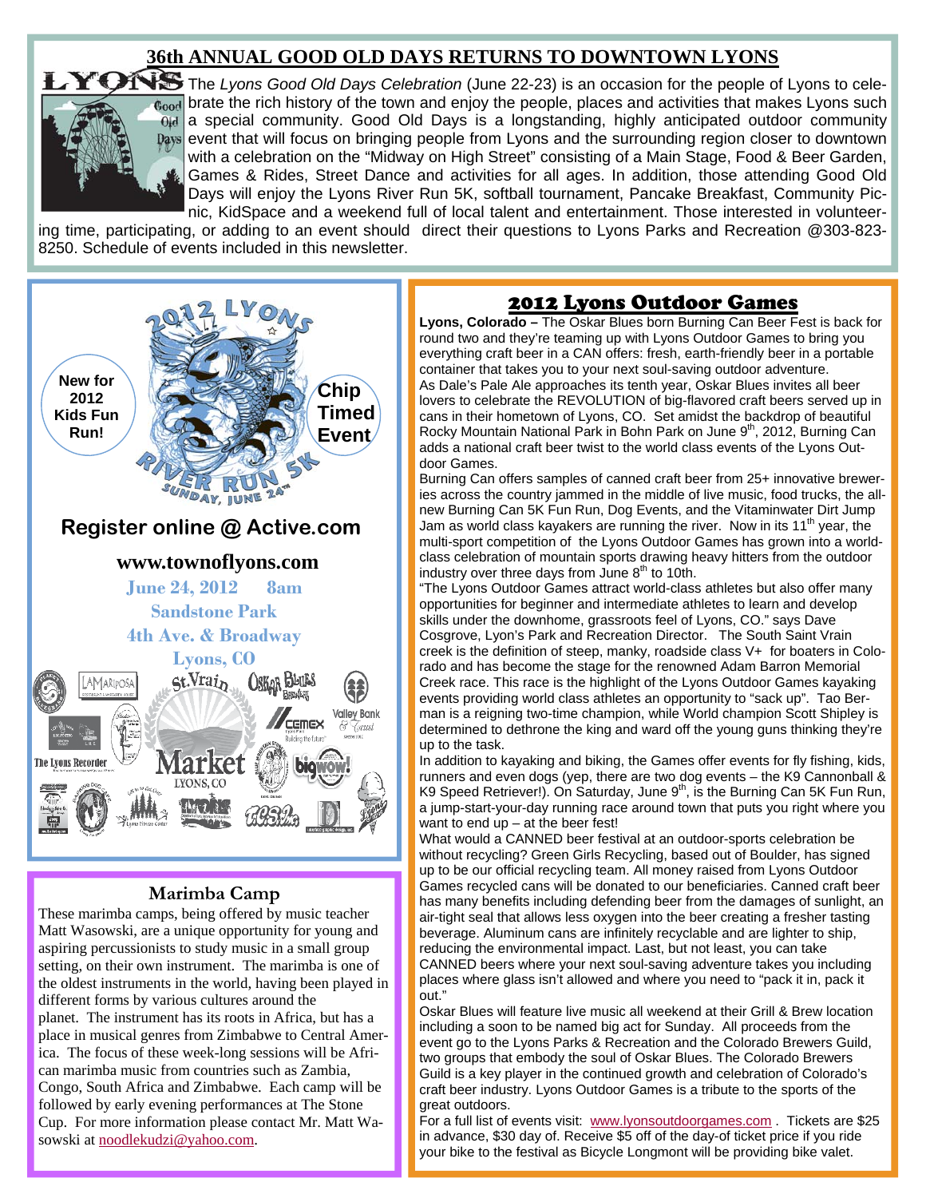## 36th ANNUAL GOOD OLD DAYS RETURNS TO DOWNTOWN LYONS

The *Lyons Good Old Days Celebration* (June 22-23) is an occasion for the people of Lyons to celebrate the rich history of the town and enjoy the people, places and activities that makes Lyons such a special community. Good Old Days is a longstanding, highly anticipated outdoor community event that will focus on bringing people from Lyons and the surrounding region closer to downtown with a celebration on the "Midway on High Street" consisting of a Main Stage, Food & Beer Garden, Games & Rides, Street Dance and activities for all ages. In addition, those attending Good Old Days will enjoy the Lyons River Run 5K, softball tournament, Pancake Breakfast, Community Picnic, KidSpace and a weekend full of local talent and entertainment. Those interested in volunteering time, participating, or adding to an event should direct their questions to Lyons Parks and Recreation @303-823-8250. Schedule of events included in this newsletter.

### 2012 Lyons River Run 5K

Sunday, June 24th

New for 2012 Kids Fun Run!

Chip Timed Event

**Register online @ Active.com**

**www.townoflyons.com**

**June 24, 2012 8am**

**Sandstone Park**

**4th Ave. & Broadway**

**Lyons, CO**

## Marimba Camp

These marimba camps, being offered by music teacher Matt Wasowski, are a unique opportunity for young and aspiring percussionists to study music in a small group setting, on their own instrument. The marimba is one of the oldest instruments in the world, having been played in different forms by various cultures around the planet. The instrument has its roots in Africa, but has a place in musical genres from Zimbabwe to Central America. The focus of these week-long sessions will be African marimba music from countries such as Zambia, Congo, South Africa and Zimbabwe. Each camp will be followed by early evening performances at The Stone Cup. For more information please contact Mr. Matt Wasowski at noodlekudzi@yahoo.com.

## 2012 Lyons Outdoor Games

**Lyons, Colorado –** The Oskar Blues born Burning Can Beer Fest is back for round two and they're teaming up with Lyons Outdoor Games to bring you everything craft beer in a CAN offers: fresh, earth-friendly beer in a portable container that takes you to your next soul-saving outdoor adventure.

As Dale's Pale Ale approaches its tenth year, Oskar Blues invites all beer lovers to celebrate the REVOLUTION of big-flavored craft beers served up in cans in their hometown of Lyons, CO. Set amidst the backdrop of beautiful Rocky Mountain National Park in Bohn Park on June 9th, 2012, Burning Can adds a national craft beer twist to the world class events of the Lyons Outdoor Games.

Burning Can offers samples of canned craft beer from 25+ innovative breweries across the country jammed in the middle of live music, food trucks, the all-new Burning Can 5K Fun Run, Dog Events, and the Vitaminwater Dirt Jump Jam as world class kayakers are running the river. Now in its 11th year, the multi-sport competition of the Lyons Outdoor Games has grown into a world-class celebration of mountain sports drawing heavy hitters from the outdoor industry over three days from June 8th to 10th.

"The Lyons Outdoor Games attract world-class athletes but also offer many opportunities for beginner and intermediate athletes to learn and develop skills under the downhome, grassroots feel of Lyons, CO." says Dave Cosgrove, Lyon's Park and Recreation Director. The South Saint Vrain creek is the definition of steep, manky, roadside class V+ for boaters in Colorado and has become the stage for the renowned Adam Barron Memorial Creek race. This race is the highlight of the Lyons Outdoor Games kayaking events providing world class athletes an opportunity to "sack up". Tao Berman is a reigning two-time champion, while World champion Scott Shipley is determined to dethrone the king and ward off the young guns thinking they're up to the task.

In addition to kayaking and biking, the Games offer events for fly fishing, kids, runners and even dogs (yep, there are two dog events – the K9 Cannonball & K9 Speed Retriever!). On Saturday, June 9th, is the Burning Can 5K Fun Run, a jump-start-your-day running race around town that puts you right where you want to end up – at the beer fest!

What would a CANNED beer festival at an outdoor-sports celebration be without recycling? Green Girls Recycling, based out of Boulder, has signed up to be our official recycling team. All money raised from Lyons Outdoor Games recycled cans will be donated to our beneficiaries. Canned craft beer has many benefits including defending beer from the damages of sunlight, an air-tight seal that allows less oxygen into the beer creating a fresher tasting beverage. Aluminum cans are infinitely recyclable and are lighter to ship, reducing the environmental impact. Last, but not least, you can take CANNED beers where your next soul-saving adventure takes you including places where glass isn't allowed and where you need to "pack it in, pack it out."

Oskar Blues will feature live music all weekend at their Grill & Brew location including a soon to be named big act for Sunday. All proceeds from the event go to the Lyons Parks & Recreation and the Colorado Brewers Guild, two groups that embody the soul of Oskar Blues. The Colorado Brewers Guild is a key player in the continued growth and celebration of Colorado's craft beer industry. Lyons Outdoor Games is a tribute to the sports of the great outdoors.

For a full list of events visit: www.lyonsoutdoorgames.com . Tickets are $25 in advance, $30 day of. Receive $5 off of the day-of ticket price if you ride your bike to the festival as Bicycle Longmont will be providing bike valet.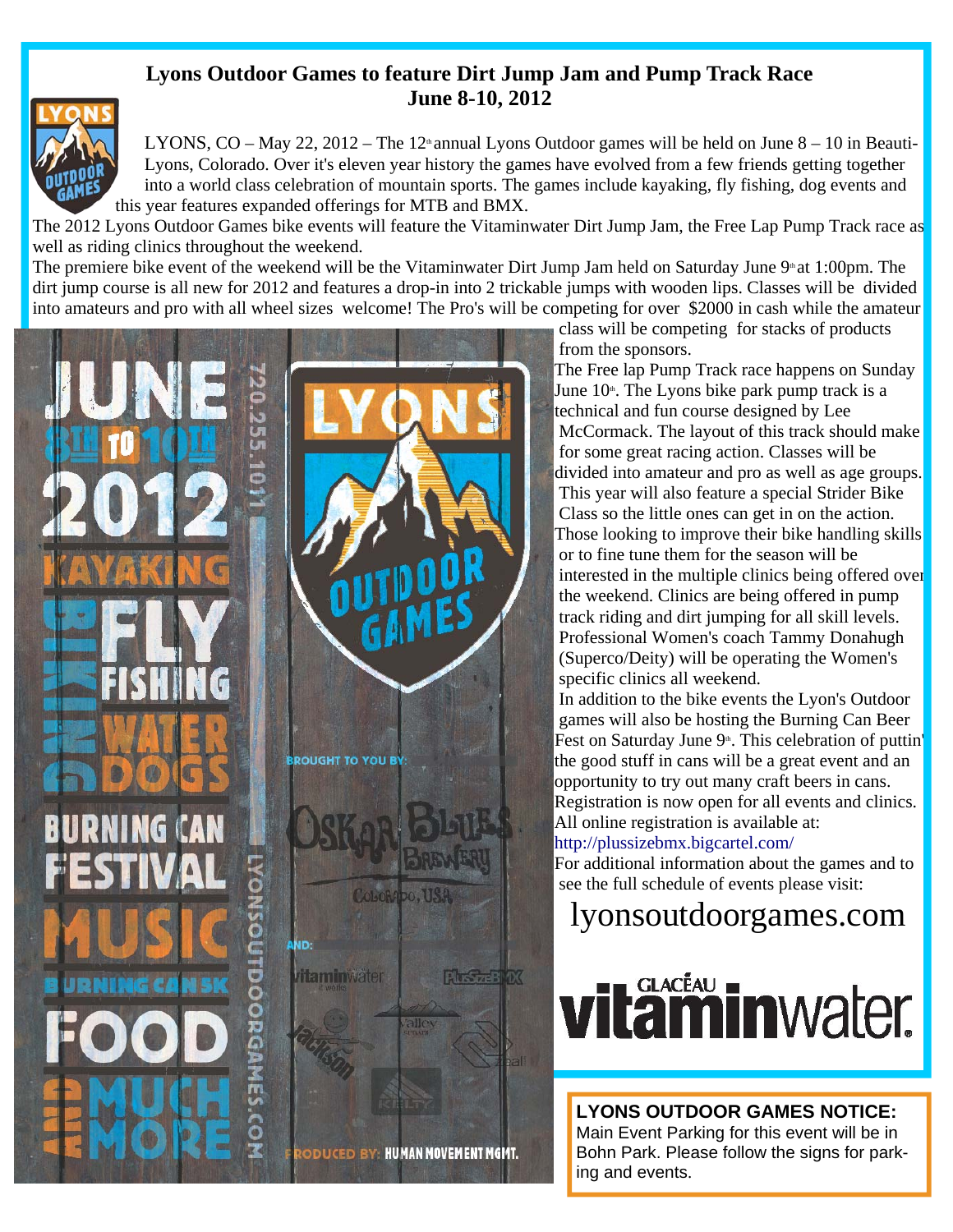# Lyons Outdoor Games to feature Dirt Jump Jam and Pump Track Race
## June 8-10, 2012

LYONS, CO – May 22, 2012 – The 12th annual Lyons Outdoor games will be held on June 8 – 10 in Beauti-Lyons, Colorado. Over it's eleven year history the games have evolved from a few friends getting together into a world class celebration of mountain sports. The games include kayaking, fly fishing, dog events and this year features expanded offerings for MTB and BMX.

The 2012 Lyons Outdoor Games bike events will feature the Vitaminwater Dirt Jump Jam, the Free Lap Pump Track race as well as riding clinics throughout the weekend.

The premiere bike event of the weekend will be the Vitaminwater Dirt Jump Jam held on Saturday June 9th at 1:00pm. The dirt jump course is all new for 2012 and features a drop-in into 2 trickable jumps with wooden lips. Classes will be divided into amateurs and pro with all wheel sizes welcome! The Pro's will be competing for over $2000 in cash while the amateur class will be competing for stacks of products from the sponsors.

The Free lap Pump Track race happens on Sunday June 10th. The Lyons bike park pump track is a technical and fun course designed by Lee McCormack. The layout of this track should make for some great racing action. Classes will be divided into amateur and pro as well as age groups. This year will also feature a special Strider Bike Class so the little ones can get in on the action.

Those looking to improve their bike handling skills or to fine tune them for the season will be interested in the multiple clinics being offered over the weekend. Clinics are being offered in pump track riding and dirt jumping for all skill levels. Professional Women's coach Tammy Donahugh (Superco/Deity) will be operating the Women's specific clinics all weekend.

In addition to the bike events the Lyon's Outdoor games will also be hosting the Burning Can Beer Fest on Saturday June 9th. This celebration of puttin' the good stuff in cans will be a great event and an opportunity to try out many craft beers in cans.

Registration is now open for all events and clinics. All online registration is available at:
http://plussizebmx.bigcartel.com/

For additional information about the games and to see the full schedule of events please visit:

lyonsoutdoorgames.com

**LYONS OUTDOOR GAMES NOTICE:**
Main Event Parking for this event will be in Bohn Park. Please follow the signs for parking and events.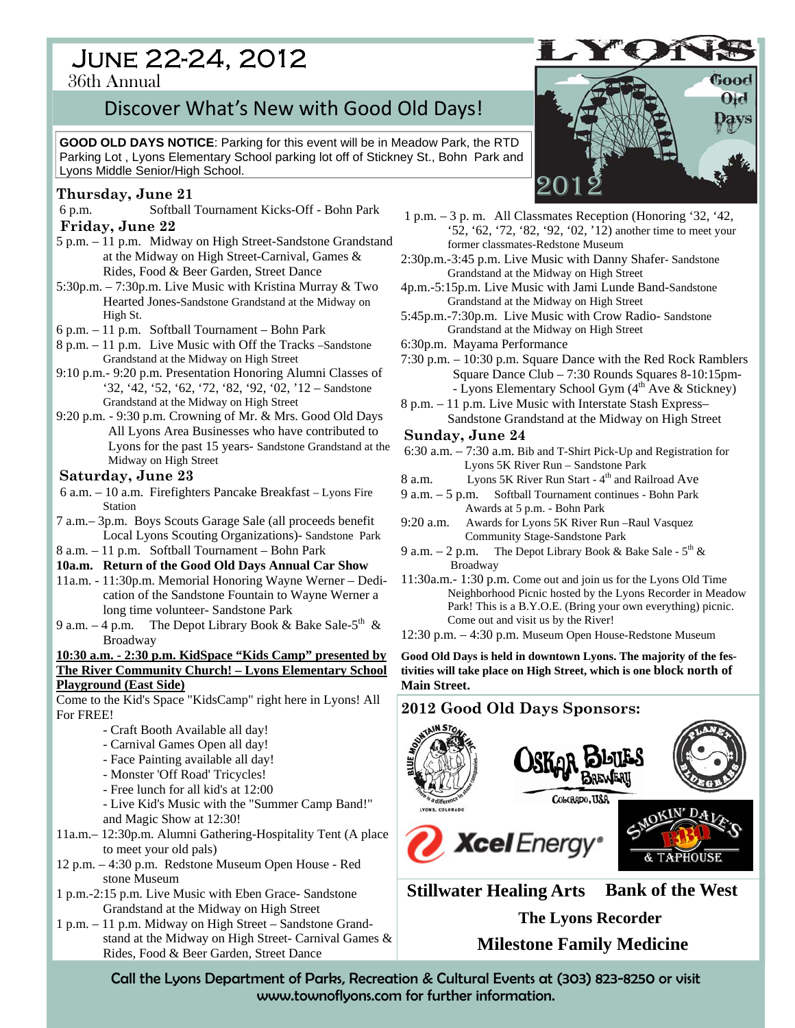# June 22-24, 2012

36th Annual

## Discover What's New with Good Old Days!

**GOOD OLD DAYS NOTICE**: Parking for this event will be in Meadow Park, the RTD Parking Lot , Lyons Elementary School parking lot off of Stickney St., Bohn Park and Lyons Middle Senior/High School.

LYONS Good Old Days 2012

### Thursday, June 21

6 p.m. Softball Tournament Kicks-Off - Bohn Park

### Friday, June 22

5 p.m. – 11 p.m. Midway on High Street-Sandstone Grandstand at the Midway on High Street-Carnival, Games & Rides, Food & Beer Garden, Street Dance

5:30p.m. – 7:30p.m. Live Music with Kristina Murray & Two Hearted Jones-Sandstone Grandstand at the Midway on High St.

6 p.m. – 11 p.m. Softball Tournament – Bohn Park

8 p.m. – 11 p.m. Live Music with Off the Tracks –Sandstone Grandstand at the Midway on High Street

9:10 p.m.- 9:20 p.m. Presentation Honoring Alumni Classes of '32, '42, '52, '62, '72, '82, '92, '02, '12 – Sandstone Grandstand at the Midway on High Street

9:20 p.m. - 9:30 p.m. Crowning of Mr. & Mrs. Good Old Days All Lyons Area Businesses who have contributed to Lyons for the past 15 years- Sandstone Grandstand at the Midway on High Street

### Saturday, June 23

6 a.m. – 10 a.m. Firefighters Pancake Breakfast – Lyons Fire Station

7 a.m.– 3p.m. Boys Scouts Garage Sale (all proceeds benefit Local Lyons Scouting Organizations)- Sandstone Park

8 a.m. – 11 p.m. Softball Tournament – Bohn Park

**10a.m. Return of the Good Old Days Annual Car Show**

11a.m. - 11:30p.m. Memorial Honoring Wayne Werner – Dedication of the Sandstone Fountain to Wayne Werner a long time volunteer- Sandstone Park

9 a.m. – 4 p.m. The Depot Library Book & Bake Sale-5th & Broadway

**10:30 a.m. - 2:30 p.m. KidSpace "Kids Camp" presented by The River Community Church! – Lyons Elementary School Playground (East Side)**

Come to the Kid's Space "KidsCamp" right here in Lyons! All For FREE!

- Craft Booth Available all day!
- Carnival Games Open all day!
- Face Painting available all day!
- Monster 'Off Road' Tricycles!
- Free lunch for all kid's at 12:00
- Live Kid's Music with the "Summer Camp Band!" and Magic Show at 12:30!

11a.m.– 12:30p.m. Alumni Gathering-Hospitality Tent (A place to meet your old pals)

12 p.m. – 4:30 p.m. Redstone Museum Open House - Red stone Museum

1 p.m.-2:15 p.m. Live Music with Eben Grace- Sandstone Grandstand at the Midway on High Street

1 p.m. – 11 p.m. Midway on High Street – Sandstone Grandstand at the Midway on High Street- Carnival Games & Rides, Food & Beer Garden, Street Dance

1 p.m. – 3 p. m. All Classmates Reception (Honoring '32, '42, '52, '62, '72, '82, '92, '02, '12) another time to meet your former classmates-Redstone Museum

2:30p.m.-3:45 p.m. Live Music with Danny Shafer- Sandstone Grandstand at the Midway on High Street

4p.m.-5:15p.m. Live Music with Jami Lunde Band-Sandstone Grandstand at the Midway on High Street

5:45p.m.-7:30p.m. Live Music with Crow Radio- Sandstone Grandstand at the Midway on High Street

6:30p.m. Mayama Performance

7:30 p.m. – 10:30 p.m. Square Dance with the Red Rock Ramblers Square Dance Club – 7:30 Rounds Squares 8-10:15pm- - Lyons Elementary School Gym (4th Ave & Stickney)

8 p.m. – 11 p.m. Live Music with Interstate Stash Express– Sandstone Grandstand at the Midway on High Street

### Sunday, June 24

6:30 a.m. – 7:30 a.m. Bib and T-Shirt Pick-Up and Registration for Lyons 5K River Run – Sandstone Park

8 a.m. Lyons 5K River Run Start - 4th and Railroad Ave

9 a.m. – 5 p.m. Softball Tournament continues - Bohn Park Awards at 5 p.m. - Bohn Park

9:20 a.m. Awards for Lyons 5K River Run –Raul Vasquez Community Stage-Sandstone Park

9 a.m. – 2 p.m. The Depot Library Book & Bake Sale - 5th & Broadway

11:30a.m.- 1:30 p.m. Come out and join us for the Lyons Old Time Neighborhood Picnic hosted by the Lyons Recorder in Meadow Park! This is a B.Y.O.E. (Bring your own everything) picnic. Come out and visit us by the River!

12:30 p.m. – 4:30 p.m. Museum Open House-Redstone Museum

**Good Old Days is held in downtown Lyons. The majority of the festivities will take place on High Street, which is one block north of Main Street.**

### 2012 Good Old Days Sponsors:

Blue Mountain Stone Inc. — Oskar Blues Brewery Colorado, USA — Planet Bluegrass — Xcel Energy — Smokin' Dave's BBQ & Taphouse

**Stillwater Healing Arts** **Bank of the West**

**The Lyons Recorder**

**Milestone Family Medicine**

Call the Lyons Department of Parks, Recreation & Cultural Events at (303) 823-8250 or visit www.townoflyons.com for further information.